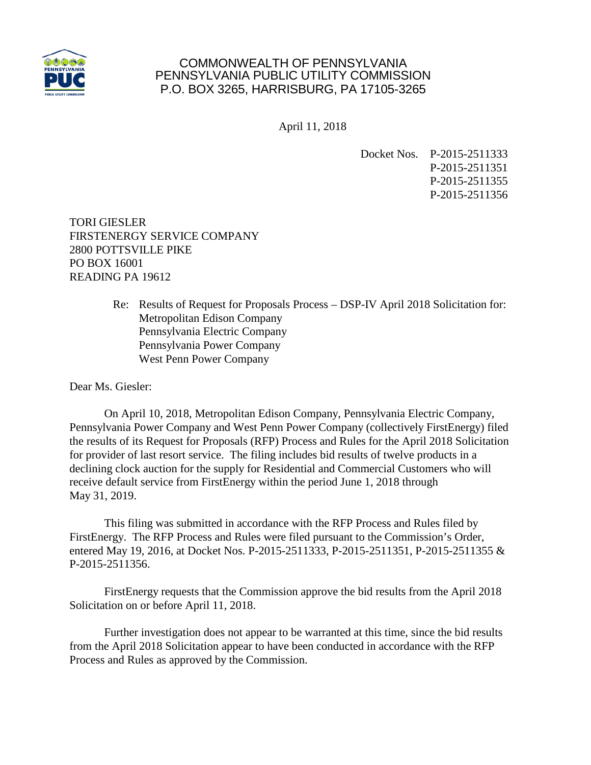COMMONWEALTH OF PENNSYLVANIA
PENNSYLVANIA PUBLIC UTILITY COMMISSION
P.O. BOX 3265, HARRISBURG, PA 17105-3265

April 11, 2018

Docket Nos. P-2015-2511333
P-2015-2511351
P-2015-2511355
P-2015-2511356

TORI GIESLER
FIRSTENERGY SERVICE COMPANY
2800 POTTSVILLE PIKE
PO BOX 16001
READING PA 19612

Re: Results of Request for Proposals Process – DSP-IV April 2018 Solicitation for:
Metropolitan Edison Company
Pennsylvania Electric Company
Pennsylvania Power Company
West Penn Power Company

Dear Ms. Giesler:

On April 10, 2018, Metropolitan Edison Company, Pennsylvania Electric Company, Pennsylvania Power Company and West Penn Power Company (collectively FirstEnergy) filed the results of its Request for Proposals (RFP) Process and Rules for the April 2018 Solicitation for provider of last resort service. The filing includes bid results of twelve products in a declining clock auction for the supply for Residential and Commercial Customers who will receive default service from FirstEnergy within the period June 1, 2018 through May 31, 2019.

This filing was submitted in accordance with the RFP Process and Rules filed by FirstEnergy. The RFP Process and Rules were filed pursuant to the Commission's Order, entered May 19, 2016, at Docket Nos. P-2015-2511333, P-2015-2511351, P-2015-2511355 & P-2015-2511356.

FirstEnergy requests that the Commission approve the bid results from the April 2018 Solicitation on or before April 11, 2018.

Further investigation does not appear to be warranted at this time, since the bid results from the April 2018 Solicitation appear to have been conducted in accordance with the RFP Process and Rules as approved by the Commission.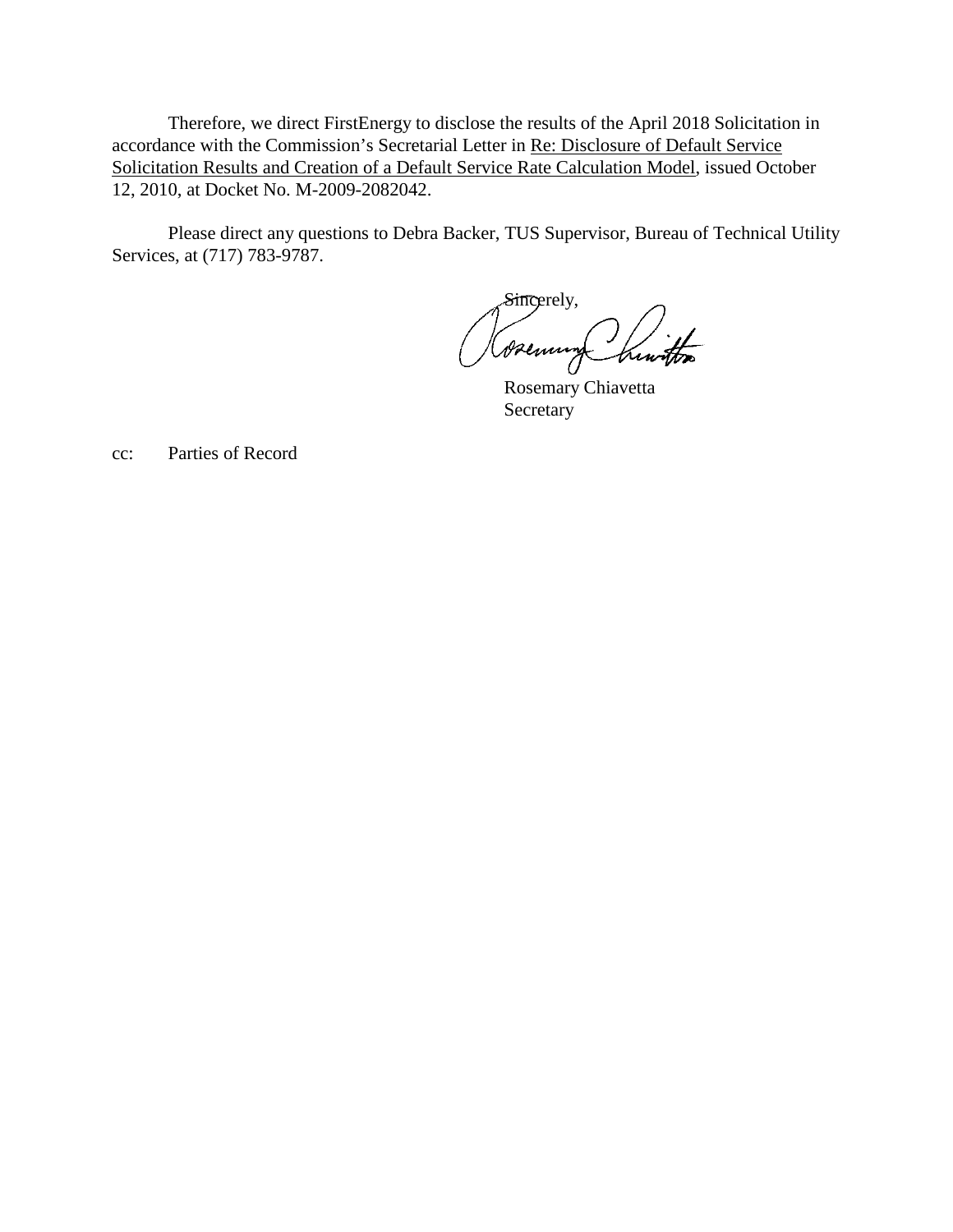Therefore, we direct FirstEnergy to disclose the results of the April 2018 Solicitation in accordance with the Commission's Secretarial Letter in Re: Disclosure of Default Service Solicitation Results and Creation of a Default Service Rate Calculation Model, issued October 12, 2010, at Docket No. M-2009-2082042.

Please direct any questions to Debra Backer, TUS Supervisor, Bureau of Technical Utility Services, at (717) 783-9787.

Sincerely,

Rosemary Chiavetta
Secretary

cc: Parties of Record